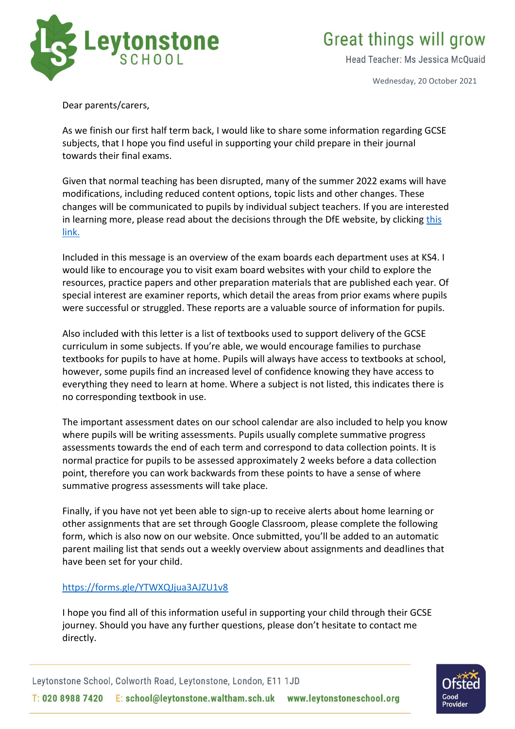Leytonstone SCHOOL

Great things will grow

Head Teacher: Ms Jessica McQuaid

Wednesday, 20 October 2021

Dear parents/carers,

As we finish our first half term back, I would like to share some information regarding GCSE subjects, that I hope you find useful in supporting your child prepare in their journal towards their final exams.

Given that normal teaching has been disrupted, many of the summer 2022 exams will have modifications, including reduced content options, topic lists and other changes. These changes will be communicated to pupils by individual subject teachers. If you are interested in learning more, please read about the decisions through the DfE website, by clicking this link.

Included in this message is an overview of the exam boards each department uses at KS4. I would like to encourage you to visit exam board websites with your child to explore the resources, practice papers and other preparation materials that are published each year. Of special interest are examiner reports, which detail the areas from prior exams where pupils were successful or struggled. These reports are a valuable source of information for pupils.

Also included with this letter is a list of textbooks used to support delivery of the GCSE curriculum in some subjects. If you're able, we would encourage families to purchase textbooks for pupils to have at home. Pupils will always have access to textbooks at school, however, some pupils find an increased level of confidence knowing they have access to everything they need to learn at home. Where a subject is not listed, this indicates there is no corresponding textbook in use.

The important assessment dates on our school calendar are also included to help you know where pupils will be writing assessments. Pupils usually complete summative progress assessments towards the end of each term and correspond to data collection points. It is normal practice for pupils to be assessed approximately 2 weeks before a data collection point, therefore you can work backwards from these points to have a sense of where summative progress assessments will take place.

Finally, if you have not yet been able to sign-up to receive alerts about home learning or other assignments that are set through Google Classroom, please complete the following form, which is also now on our website. Once submitted, you'll be added to an automatic parent mailing list that sends out a weekly overview about assignments and deadlines that have been set for your child.

https://forms.gle/YTWXQJjua3AJZU1v8

I hope you find all of this information useful in supporting your child through their GCSE journey. Should you have any further questions, please don't hesitate to contact me directly.

Leytonstone School, Colworth Road, Leytonstone, London, E11 1JD

T: 020 8988 7420 E: school@leytonstone.waltham.sch.uk www.leytonstoneschool.org

Ofsted Good Provider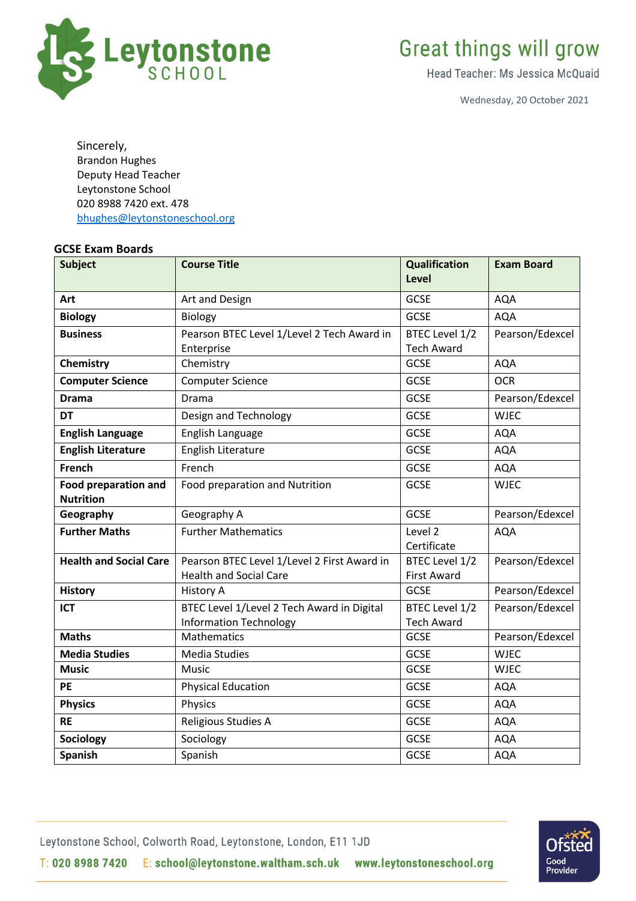Wednesday, 20 October 2021

Sincerely,
Brandon Hughes
Deputy Head Teacher
Leytonstone School
020 8988 7420 ext. 478
bhughes@leytonstoneschool.org

**GCSE Exam Boards**

| Subject | Course Title | Qualification Level | Exam Board |
|---|---|---|---|
| **Art** | Art and Design | GCSE | AQA |
| **Biology** | Biology | GCSE | AQA |
| **Business** | Pearson BTEC Level 1/Level 2 Tech Award in Enterprise | BTEC Level 1/2 Tech Award | Pearson/Edexcel |
| **Chemistry** | Chemistry | GCSE | AQA |
| **Computer Science** | Computer Science | GCSE | OCR |
| **Drama** | Drama | GCSE | Pearson/Edexcel |
| **DT** | Design and Technology | GCSE | WJEC |
| **English Language** | English Language | GCSE | AQA |
| **English Literature** | English Literature | GCSE | AQA |
| **French** | French | GCSE | AQA |
| **Food preparation and Nutrition** | Food preparation and Nutrition | GCSE | WJEC |
| **Geography** | Geography A | GCSE | Pearson/Edexcel |
| **Further Maths** | Further Mathematics | Level 2 Certificate | AQA |
| **Health and Social Care** | Pearson BTEC Level 1/Level 2 First Award in Health and Social Care | BTEC Level 1/2 First Award | Pearson/Edexcel |
| **History** | History A | GCSE | Pearson/Edexcel |
| **ICT** | BTEC Level 1/Level 2 Tech Award in Digital Information Technology | BTEC Level 1/2 Tech Award | Pearson/Edexcel |
| **Maths** | Mathematics | GCSE | Pearson/Edexcel |
| **Media Studies** | Media Studies | GCSE | WJEC |
| **Music** | Music | GCSE | WJEC |
| **PE** | Physical Education | GCSE | AQA |
| **Physics** | Physics | GCSE | AQA |
| **RE** | Religious Studies A | GCSE | AQA |
| **Sociology** | Sociology | GCSE | AQA |
| **Spanish** | Spanish | GCSE | AQA |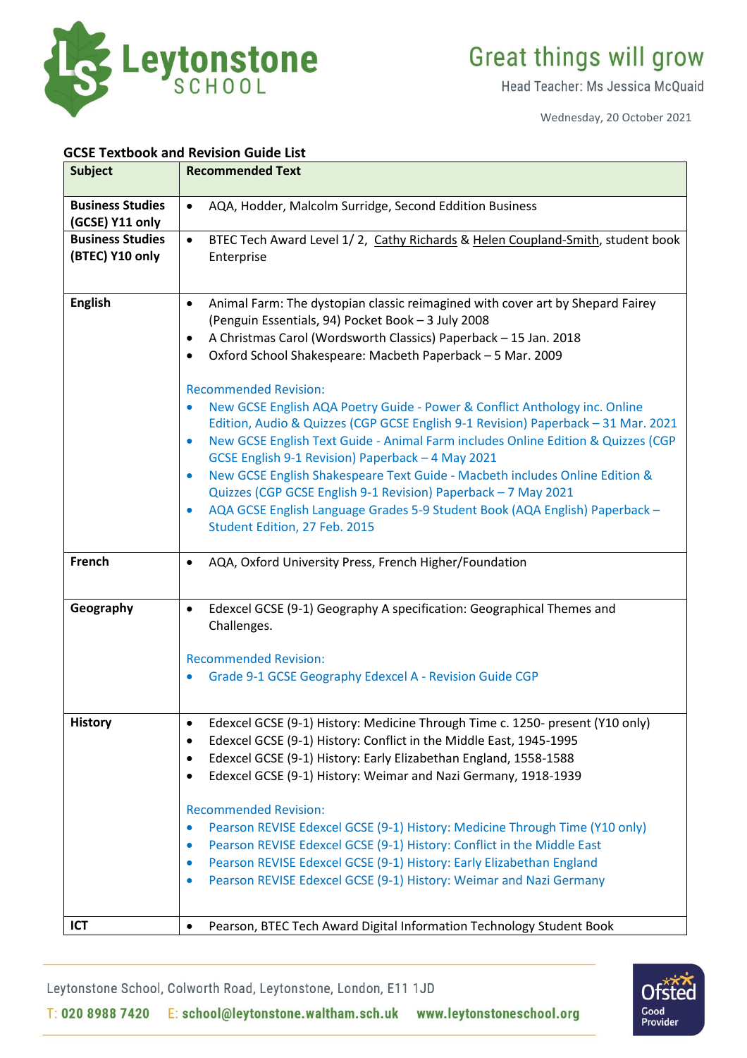Great things will grow

Head Teacher: Ms Jessica McQuaid

Wednesday, 20 October 2021

## GCSE Textbook and Revision Guide List

| Subject | Recommended Text |
|---|---|
| **Business Studies (GCSE) Y11 only** | • AQA, Hodder, Malcolm Surridge, Second Edition Business |
| **Business Studies (BTEC) Y10 only** | • BTEC Tech Award Level 1/ 2, Cathy Richards & Helen Coupland-Smith, student book Enterprise |
| **English** | • Animal Farm: The dystopian classic reimagined with cover art by Shepard Fairey (Penguin Essentials, 94) Pocket Book – 3 July 2008<br>• A Christmas Carol (Wordsworth Classics) Paperback – 15 Jan. 2018<br>• Oxford School Shakespeare: Macbeth Paperback – 5 Mar. 2009<br><br>Recommended Revision:<br>• New GCSE English AQA Poetry Guide - Power & Conflict Anthology inc. Online Edition, Audio & Quizzes (CGP GCSE English 9-1 Revision) Paperback – 31 Mar. 2021<br>• New GCSE English Text Guide - Animal Farm includes Online Edition & Quizzes (CGP GCSE English 9-1 Revision) Paperback – 4 May 2021<br>• New GCSE English Shakespeare Text Guide - Macbeth includes Online Edition & Quizzes (CGP GCSE English 9-1 Revision) Paperback – 7 May 2021<br>• AQA GCSE English Language Grades 5-9 Student Book (AQA English) Paperback – Student Edition, 27 Feb. 2015 |
| **French** | • AQA, Oxford University Press, French Higher/Foundation |
| **Geography** | • Edexcel GCSE (9-1) Geography A specification: Geographical Themes and Challenges.<br><br>Recommended Revision:<br>• Grade 9-1 GCSE Geography Edexcel A - Revision Guide CGP |
| **History** | • Edexcel GCSE (9-1) History: Medicine Through Time c. 1250- present (Y10 only)<br>• Edexcel GCSE (9-1) History: Conflict in the Middle East, 1945-1995<br>• Edexcel GCSE (9-1) History: Early Elizabethan England, 1558-1588<br>• Edexcel GCSE (9-1) History: Weimar and Nazi Germany, 1918-1939<br><br>Recommended Revision:<br>• Pearson REVISE Edexcel GCSE (9-1) History: Medicine Through Time (Y10 only)<br>• Pearson REVISE Edexcel GCSE (9-1) History: Conflict in the Middle East<br>• Pearson REVISE Edexcel GCSE (9-1) History: Early Elizabethan England<br>• Pearson REVISE Edexcel GCSE (9-1) History: Weimar and Nazi Germany |
| **ICT** | • Pearson, BTEC Tech Award Digital Information Technology Student Book |

Leytonstone School, Colworth Road, Leytonstone, London, E11 1JD

T: 020 8988 7420 E: school@leytonstone.waltham.sch.uk www.leytonstoneschool.org

Ofsted Good Provider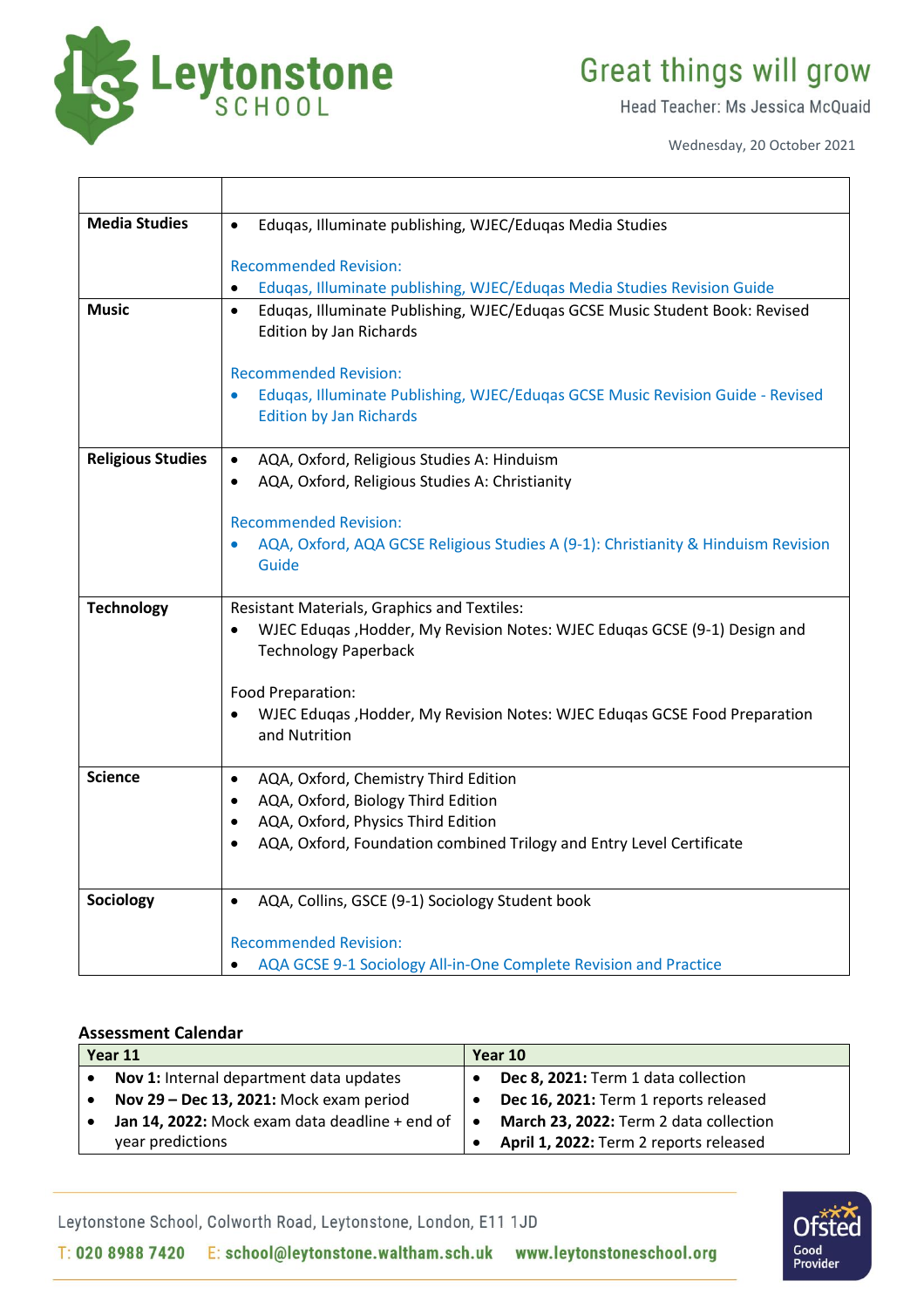Wednesday, 20 October 2021

| | |
|---|---|
| **Media Studies** | • Eduqas, Illuminate publishing, WJEC/Eduqas Media Studies<br><br>Recommended Revision:<br>• Eduqas, Illuminate publishing, WJEC/Eduqas Media Studies Revision Guide |
| **Music** | • Eduqas, Illuminate Publishing, WJEC/Eduqas GCSE Music Student Book: Revised Edition by Jan Richards<br><br>Recommended Revision:<br>• Eduqas, Illuminate Publishing, WJEC/Eduqas GCSE Music Revision Guide - Revised Edition by Jan Richards |
| **Religious Studies** | • AQA, Oxford, Religious Studies A: Hinduism<br>• AQA, Oxford, Religious Studies A: Christianity<br><br>Recommended Revision:<br>• AQA, Oxford, AQA GCSE Religious Studies A (9-1): Christianity & Hinduism Revision Guide |
| **Technology** | Resistant Materials, Graphics and Textiles:<br>• WJEC Eduqas ,Hodder, My Revision Notes: WJEC Eduqas GCSE (9-1) Design and Technology Paperback<br><br>Food Preparation:<br>• WJEC Eduqas ,Hodder, My Revision Notes: WJEC Eduqas GCSE Food Preparation and Nutrition |
| **Science** | • AQA, Oxford, Chemistry Third Edition<br>• AQA, Oxford, Biology Third Edition<br>• AQA, Oxford, Physics Third Edition<br>• AQA, Oxford, Foundation combined Trilogy and Entry Level Certificate |
| **Sociology** | • AQA, Collins, GSCE (9-1) Sociology Student book<br><br>Recommended Revision:<br>• AQA GCSE 9-1 Sociology All-in-One Complete Revision and Practice |

## Assessment Calendar

| Year 11 | Year 10 |
|---|---|
| • **Nov 1:** Internal department data updates<br>• **Nov 29 – Dec 13, 2021:** Mock exam period<br>• **Jan 14, 2022:** Mock exam data deadline + end of year predictions | • **Dec 8, 2021:** Term 1 data collection<br>• **Dec 16, 2021:** Term 1 reports released<br>• **March 23, 2022:** Term 2 data collection<br>• **April 1, 2022:** Term 2 reports released |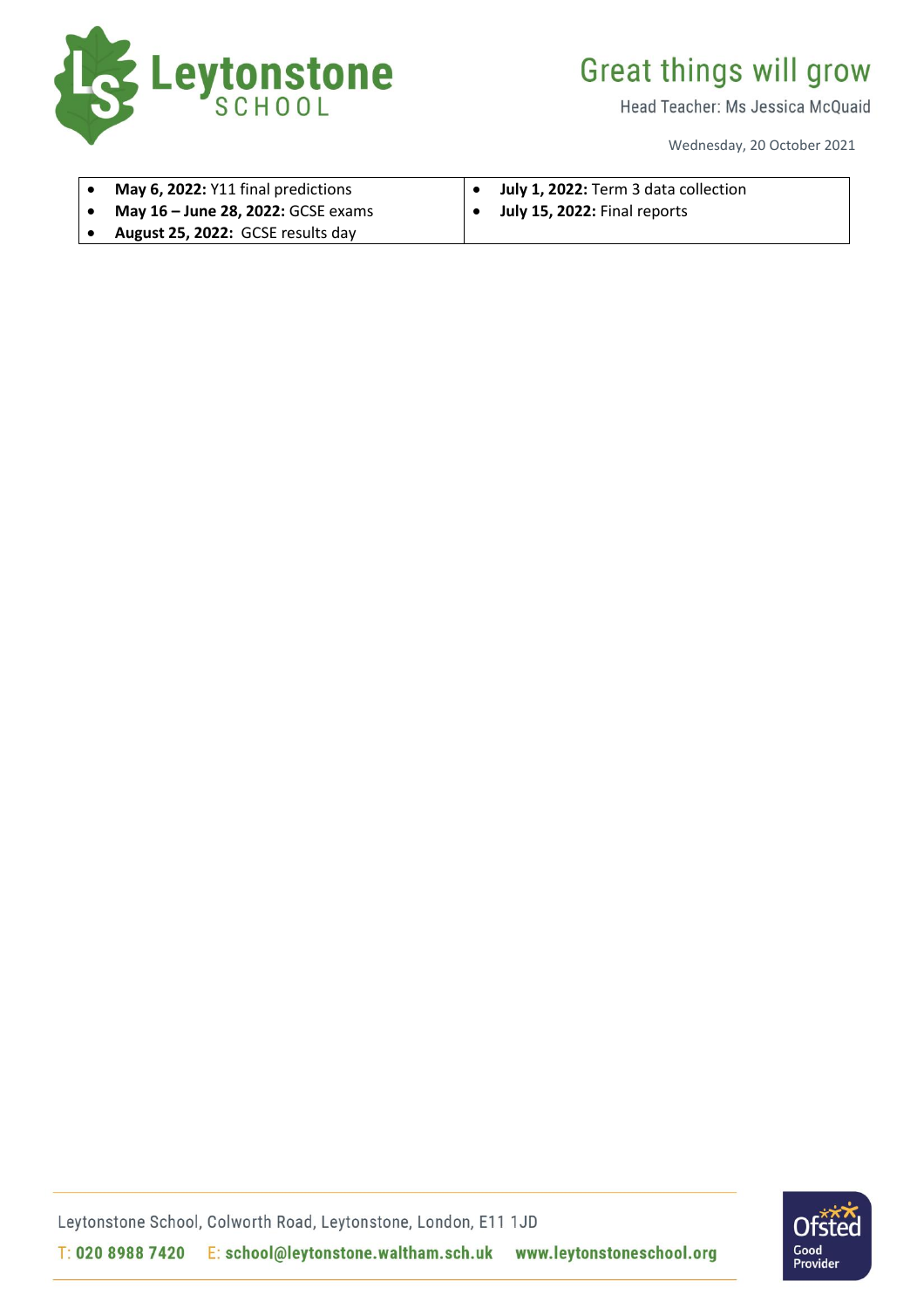| | |
|---|---|
| • **May 6, 2022:** Y11 final predictions<br>• **May 16 – June 28, 2022:** GCSE exams<br>• **August 25, 2022:** GCSE results day | • **July 1, 2022:** Term 3 data collection<br>• **July 15, 2022:** Final reports |